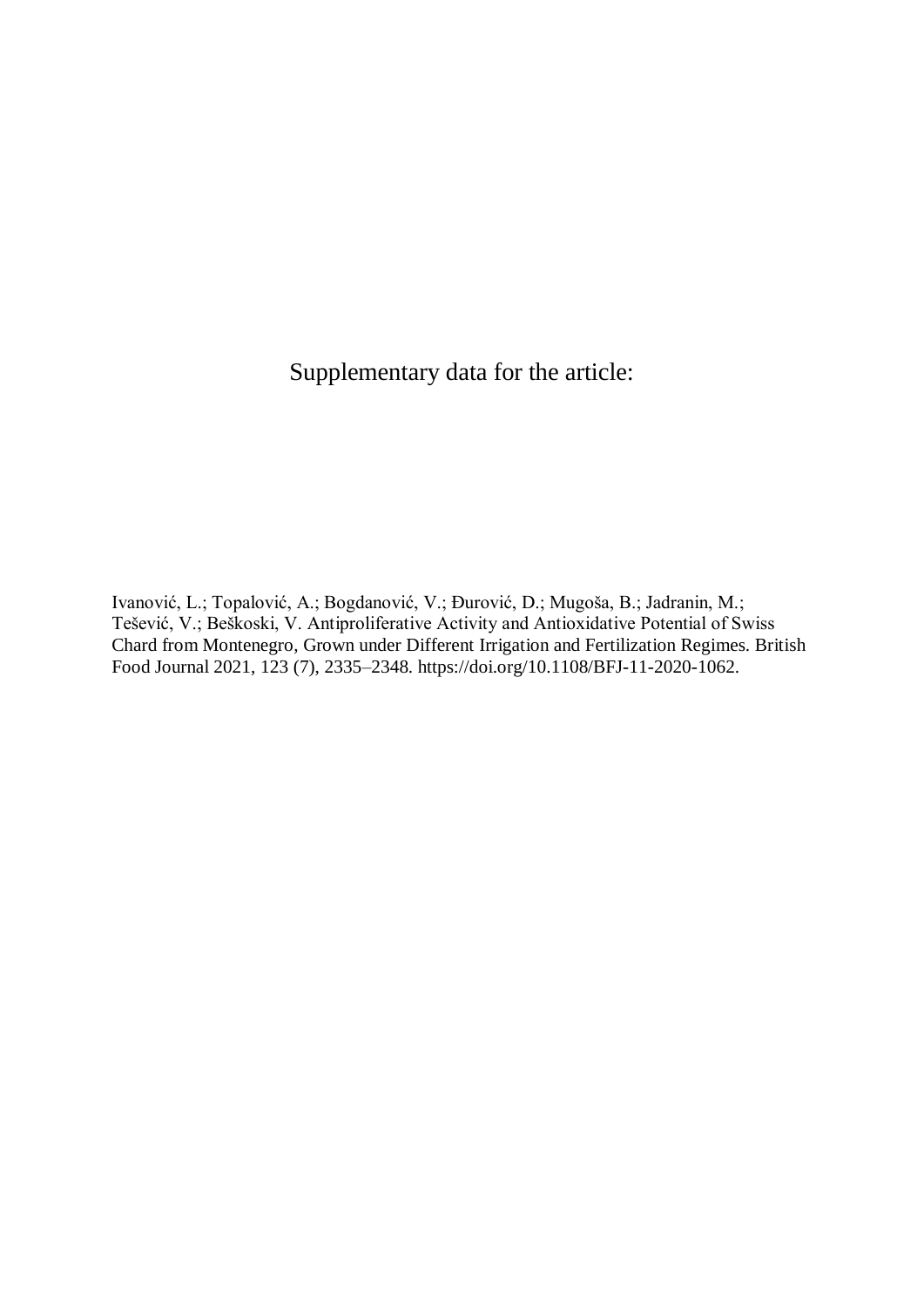Supplementary data for the article:

Ivanović, L.; Topalović, A.; Bogdanović, V.; Đurović, D.; Mugoša, B.; Jadranin, M.; Tešević, V.; Beškoski, V. Antiproliferative Activity and Antioxidative Potential of Swiss Chard from Montenegro, Grown under Different Irrigation and Fertilization Regimes. British Food Journal 2021, 123 (7), 2335–2348. https://doi.org/10.1108/BFJ-11-2020-1062.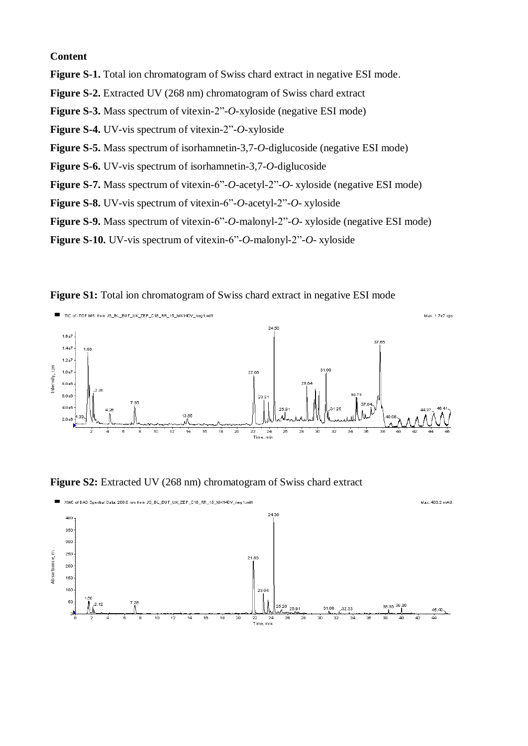**Content**

**Figure S-1.** Total ion chromatogram of Swiss chard extract in negative ESI mode.

**Figure S-2.** Extracted UV (268 nm) chromatogram of Swiss chard extract

**Figure S-3.** Mass spectrum of vitexin-2”-*O*-xyloside (negative ESI mode)

**Figure S-4.** UV-vis spectrum of vitexin-2”-*O*-xyloside

**Figure S-5.** Mass spectrum of isorhamnetin-3,7-*O*-diglucoside (negative ESI mode)

**Figure S-6.** UV-vis spectrum of isorhamnetin-3,7-*O*-diglucoside

**Figure S-7.** Mass spectrum of vitexin-6”-*O*-acetyl-2”-*O*- xyloside (negative ESI mode)

**Figure S-8.** UV-vis spectrum of vitexin-6”-*O*-acetyl-2”-*O*- xyloside

**Figure S-9.** Mass spectrum of vitexin-6”-*O*-malonyl-2”-*O*- xyloside (negative ESI mode)

**Figure S-10.** UV-vis spectrum of vitexin-6”-*O*-malonyl-2”-*O*- xyloside

**Figure S1:** Total ion chromatogram of Swiss chard extract in negative ESI mode

**Figure S2:** Extracted UV (268 nm) chromatogram of Swiss chard extract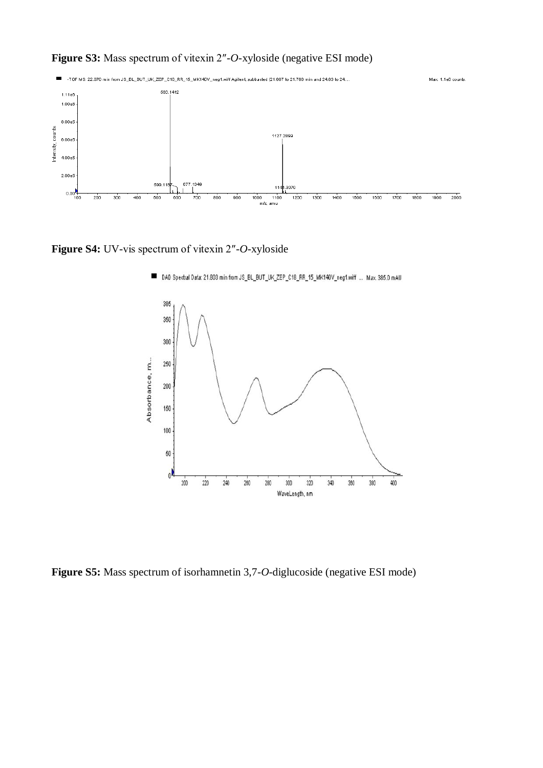**Figure S3:** Mass spectrum of vitexin 2″-*O*-xyloside (negative ESI mode)

**Figure S4:** UV-vis spectrum of vitexin 2″-*O*-xyloside

**Figure S5:** Mass spectrum of isorhamnetin 3,7-*O*-diglucoside (negative ESI mode)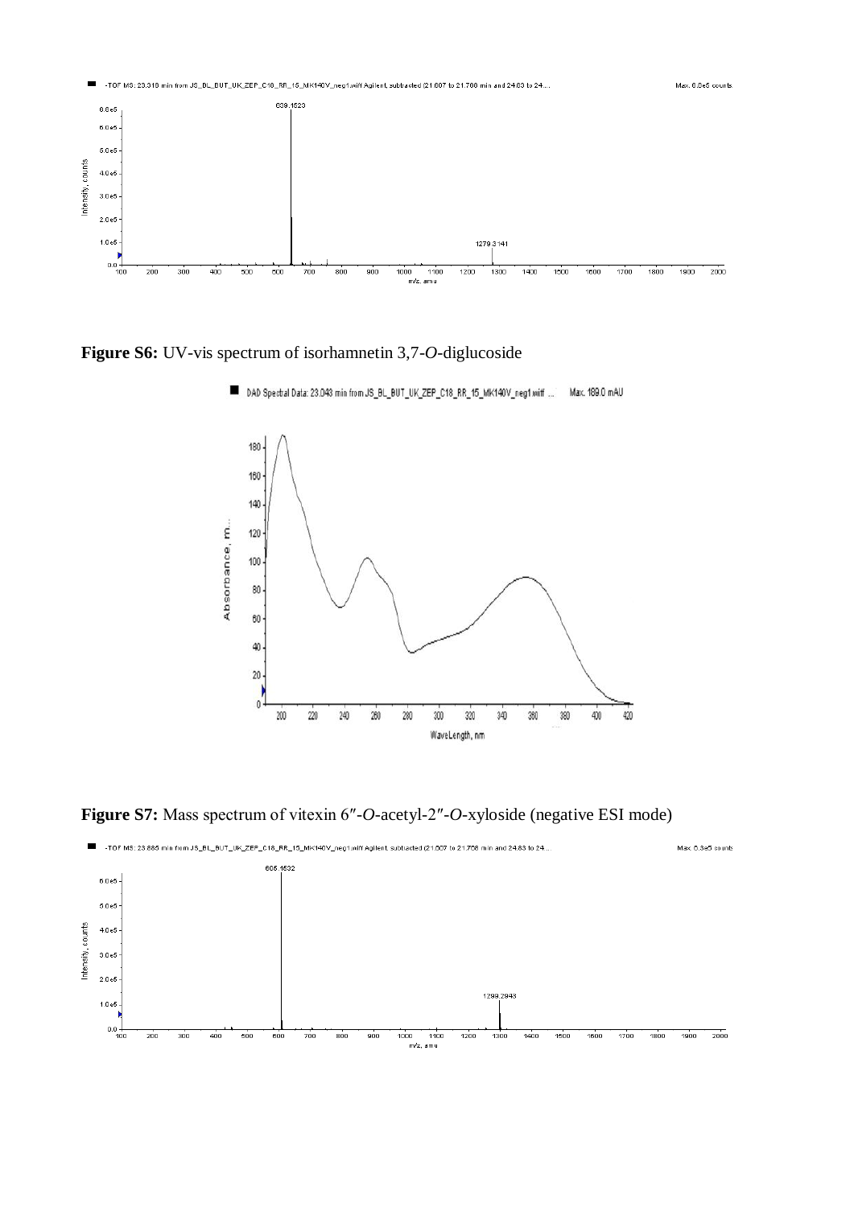**Figure S6:** UV-vis spectrum of isorhamnetin 3,7-*O*-diglucoside

**Figure S7:** Mass spectrum of vitexin 6″-*O*-acetyl-2″-*O*-xyloside (negative ESI mode)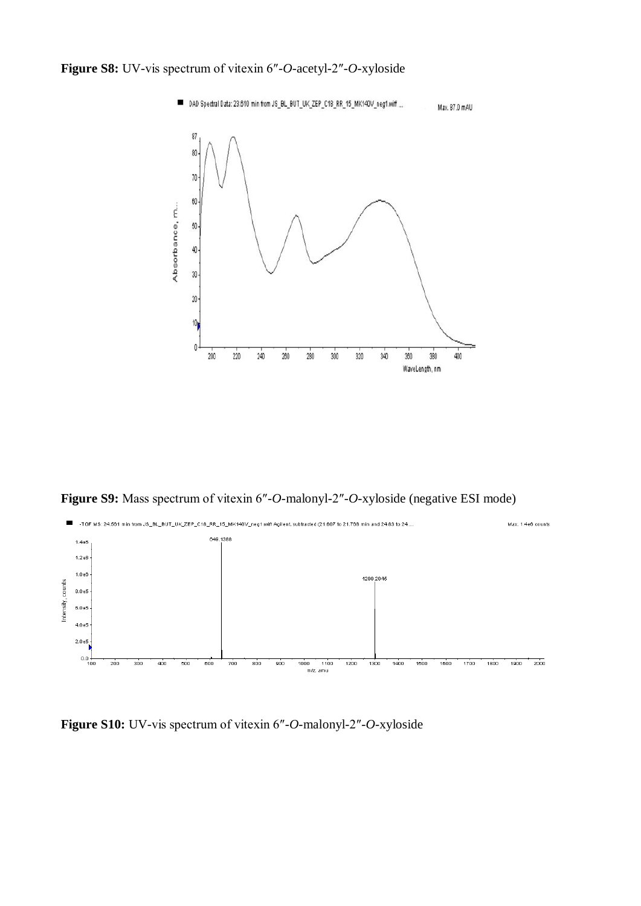**Figure S8:** UV-vis spectrum of vitexin 6″-*O*-acetyl-2″-*O*-xyloside

**Figure S9:** Mass spectrum of vitexin 6″-*O*-malonyl-2″-*O*-xyloside (negative ESI mode)

**Figure S10:** UV-vis spectrum of vitexin 6″-*O*-malonyl-2″-*O*-xyloside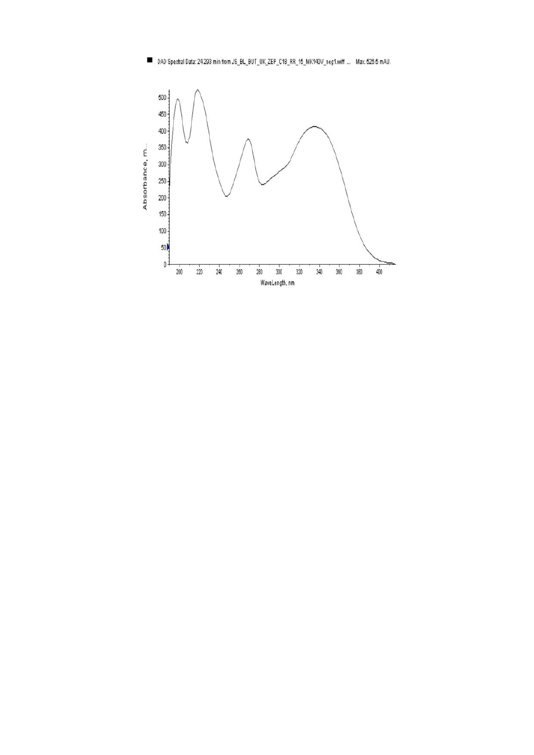DAD Spectral Data: 24.293 min from JS_BL_BUT_UK_ZEP_C18_RR_15_MK140V_neg1.wiff ... Max. 526.5 mAU.

Absorbance, m...

0
50
100
150
200
250
300
350
400
450
500

200
220
240
260
280
300
320
340
360
380
400

WaveLength, nm